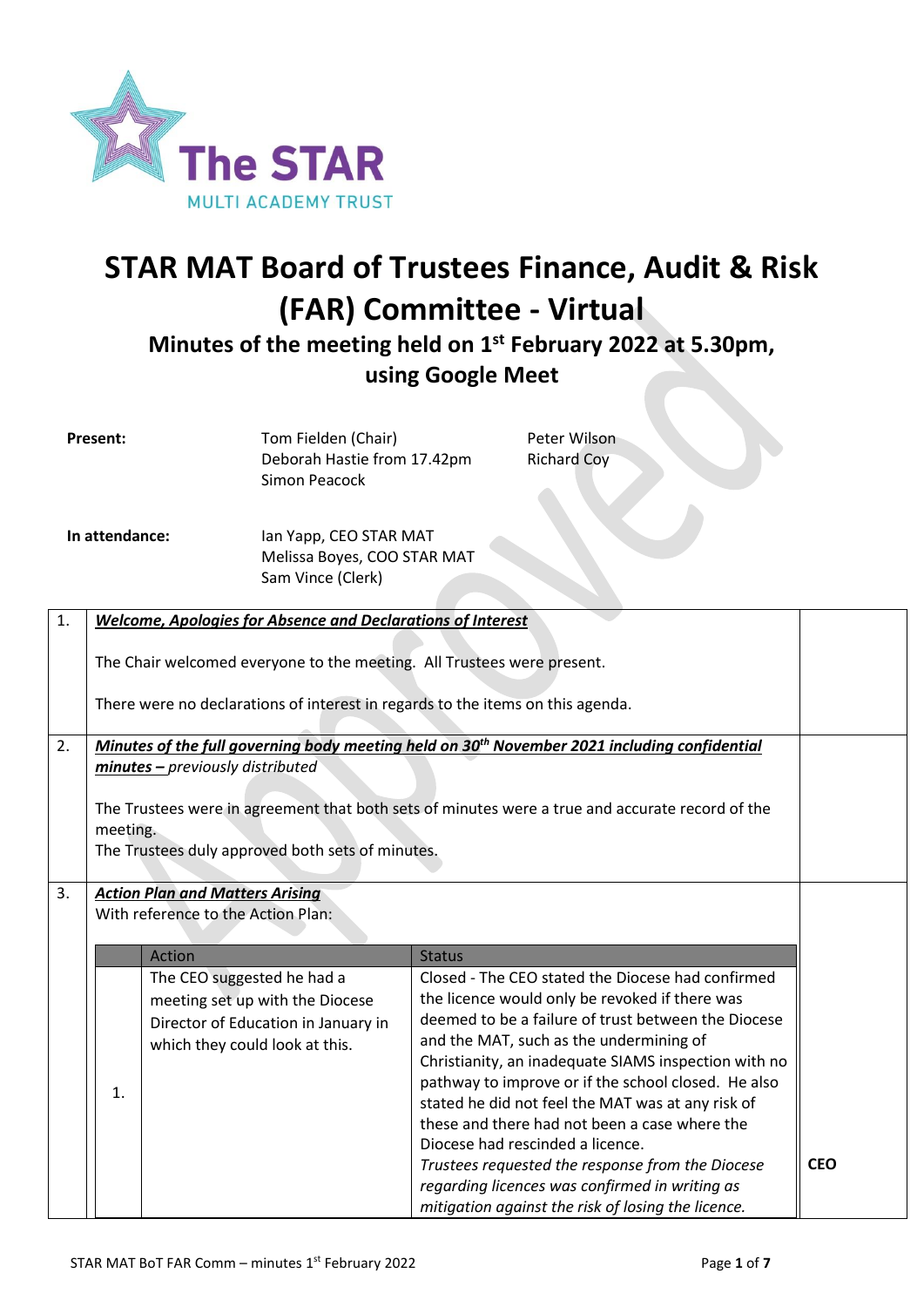# STAR MAT Board of Trustees Finance, Audit & Risk (FAR) Committee - Virtual

## Minutes of the meeting held on 1st February 2022 at 5.30pm, using Google Meet

**Present:** Tom Fielden (Chair), Deborah Hastie from 17.42pm, Simon Peacock, Peter Wilson, Richard Coy

**In attendance:** Ian Yapp, CEO STAR MAT; Melissa Boyes, COO STAR MAT; Sam Vince (Clerk)

| | | |
|---|---|---|
| 1. | ***Welcome, Apologies for Absence and Declarations of Interest***<br><br>The Chair welcomed everyone to the meeting. All Trustees were present.<br><br>There were no declarations of interest in regards to the items on this agenda. | |
| 2. | ***Minutes of the full governing body meeting held on 30th November 2021 including confidential minutes –*** *previously distributed*<br><br>The Trustees were in agreement that both sets of minutes were a true and accurate record of the meeting.<br>The Trustees duly approved both sets of minutes. | |
| 3. | ***Action Plan and Matters Arising***<br>With reference to the Action Plan: | |

| | Action | Status | |
|---|---|---|---|
| 1. | The CEO suggested he had a meeting set up with the Diocese Director of Education in January in which they could look at this. | Closed - The CEO stated the Diocese had confirmed the licence would only be revoked if there was deemed to be a failure of trust between the Diocese and the MAT, such as the undermining of Christianity, an inadequate SIAMS inspection with no pathway to improve or if the school closed. He also stated he did not feel the MAT was at any risk of these and there had not been a case where the Diocese had rescinded a licence.<br>*Trustees requested the response from the Diocese regarding licences was confirmed in writing as mitigation against the risk of losing the licence.* | **CEO** |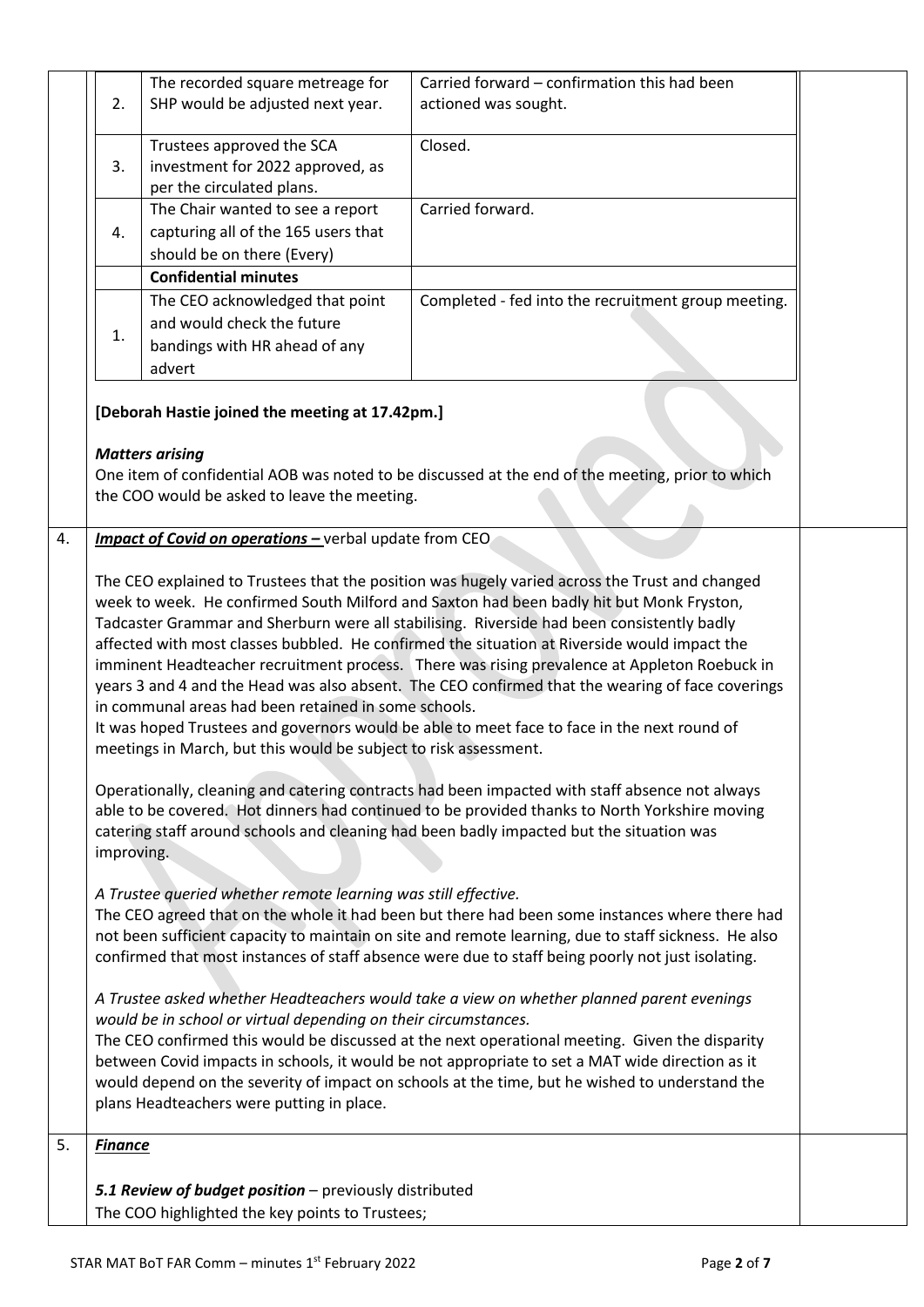| | | |
|---|---|---|
| 2. | The recorded square metreage for SHP would be adjusted next year. | Carried forward – confirmation this had been actioned was sought. |
| 3. | Trustees approved the SCA investment for 2022 approved, as per the circulated plans. | Closed. |
| 4. | The Chair wanted to see a report capturing all of the 165 users that should be on there (Every) | Carried forward. |
| | **Confidential minutes** | |
| 1. | The CEO acknowledged that point and would check the future bandings with HR ahead of any advert | Completed - fed into the recruitment group meeting. |

**[Deborah Hastie joined the meeting at 17.42pm.]**

***Matters arising***

One item of confidential AOB was noted to be discussed at the end of the meeting, prior to which the COO would be asked to leave the meeting.

4. ***Impact of Covid on operations –*** verbal update from CEO

The CEO explained to Trustees that the position was hugely varied across the Trust and changed week to week. He confirmed South Milford and Saxton had been badly hit but Monk Fryston, Tadcaster Grammar and Sherburn were all stabilising. Riverside had been consistently badly affected with most classes bubbled. He confirmed the situation at Riverside would impact the imminent Headteacher recruitment process. There was rising prevalence at Appleton Roebuck in years 3 and 4 and the Head was also absent. The CEO confirmed that the wearing of face coverings in communal areas had been retained in some schools.
It was hoped Trustees and governors would be able to meet face to face in the next round of meetings in March, but this would be subject to risk assessment.

Operationally, cleaning and catering contracts had been impacted with staff absence not always able to be covered. Hot dinners had continued to be provided thanks to North Yorkshire moving catering staff around schools and cleaning had been badly impacted but the situation was improving.

*A Trustee queried whether remote learning was still effective.*
The CEO agreed that on the whole it had been but there had been some instances where there had not been sufficient capacity to maintain on site and remote learning, due to staff sickness. He also confirmed that most instances of staff absence were due to staff being poorly not just isolating.

*A Trustee asked whether Headteachers would take a view on whether planned parent evenings would be in school or virtual depending on their circumstances.*
The CEO confirmed this would be discussed at the next operational meeting. Given the disparity between Covid impacts in schools, it would be not appropriate to set a MAT wide direction as it would depend on the severity of impact on schools at the time, but he wished to understand the plans Headteachers were putting in place.

5. ***Finance***

***5.1 Review of budget position*** – previously distributed
The COO highlighted the key points to Trustees;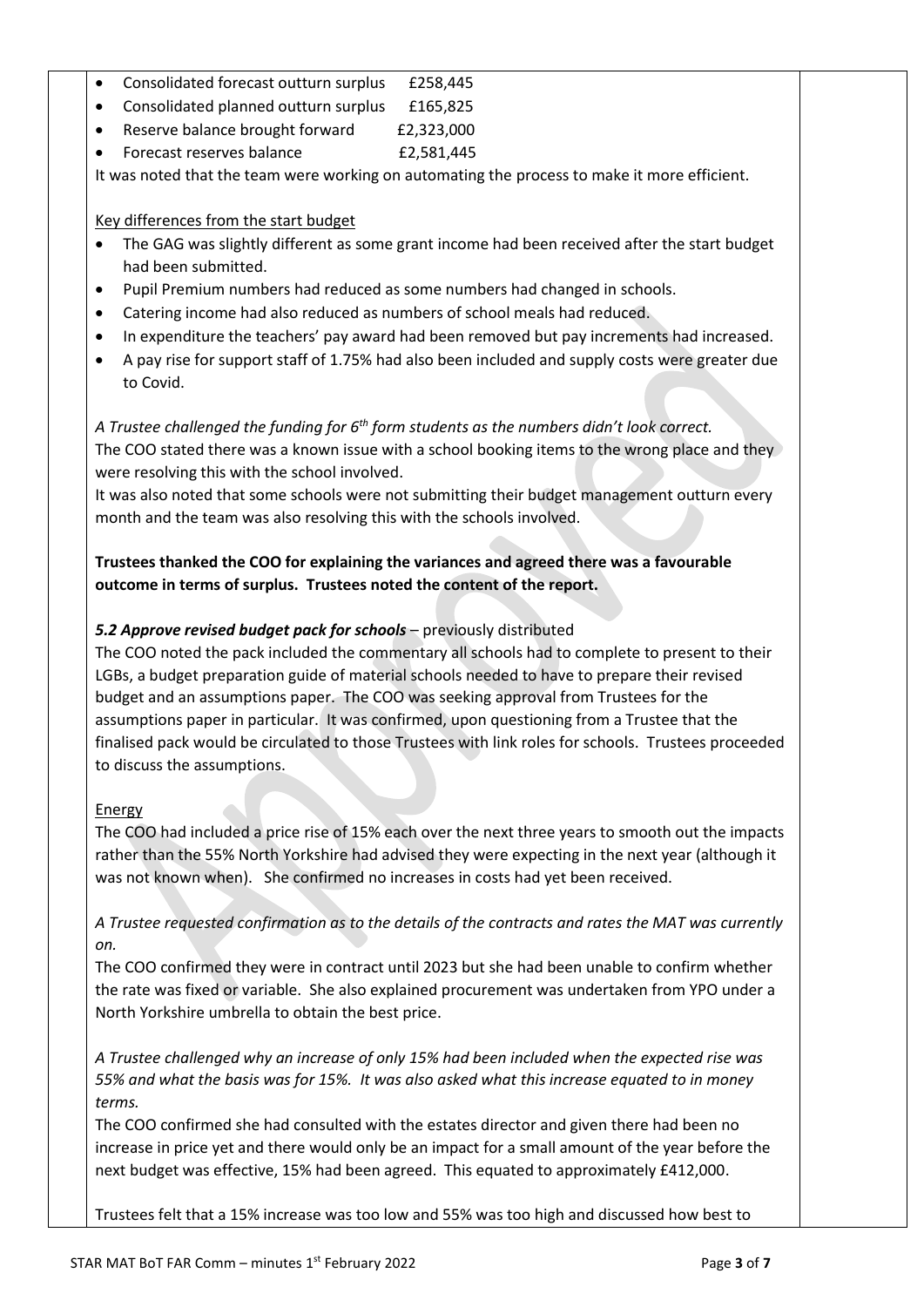- Consolidated forecast outturn surplus £258,445
- Consolidated planned outturn surplus £165,825
- Reserve balance brought forward £2,323,000
- Forecast reserves balance £2,581,445

It was noted that the team were working on automating the process to make it more efficient.

Key differences from the start budget

- The GAG was slightly different as some grant income had been received after the start budget had been submitted.
- Pupil Premium numbers had reduced as some numbers had changed in schools.
- Catering income had also reduced as numbers of school meals had reduced.
- In expenditure the teachers' pay award had been removed but pay increments had increased.
- A pay rise for support staff of 1.75% had also been included and supply costs were greater due to Covid.

*A Trustee challenged the funding for 6th form students as the numbers didn't look correct.*
The COO stated there was a known issue with a school booking items to the wrong place and they were resolving this with the school involved.
It was also noted that some schools were not submitting their budget management outturn every month and the team was also resolving this with the schools involved.

**Trustees thanked the COO for explaining the variances and agreed there was a favourable outcome in terms of surplus. Trustees noted the content of the report.**

***5.2 Approve revised budget pack for schools*** – previously distributed
The COO noted the pack included the commentary all schools had to complete to present to their LGBs, a budget preparation guide of material schools needed to have to prepare their revised budget and an assumptions paper. The COO was seeking approval from Trustees for the assumptions paper in particular. It was confirmed, upon questioning from a Trustee that the finalised pack would be circulated to those Trustees with link roles for schools. Trustees proceeded to discuss the assumptions.

Energy
The COO had included a price rise of 15% each over the next three years to smooth out the impacts rather than the 55% North Yorkshire had advised they were expecting in the next year (although it was not known when). She confirmed no increases in costs had yet been received.

*A Trustee requested confirmation as to the details of the contracts and rates the MAT was currently on.*
The COO confirmed they were in contract until 2023 but she had been unable to confirm whether the rate was fixed or variable. She also explained procurement was undertaken from YPO under a North Yorkshire umbrella to obtain the best price.

*A Trustee challenged why an increase of only 15% had been included when the expected rise was 55% and what the basis was for 15%. It was also asked what this increase equated to in money terms.*
The COO confirmed she had consulted with the estates director and given there had been no increase in price yet and there would only be an impact for a small amount of the year before the next budget was effective, 15% had been agreed. This equated to approximately £412,000.

Trustees felt that a 15% increase was too low and 55% was too high and discussed how best to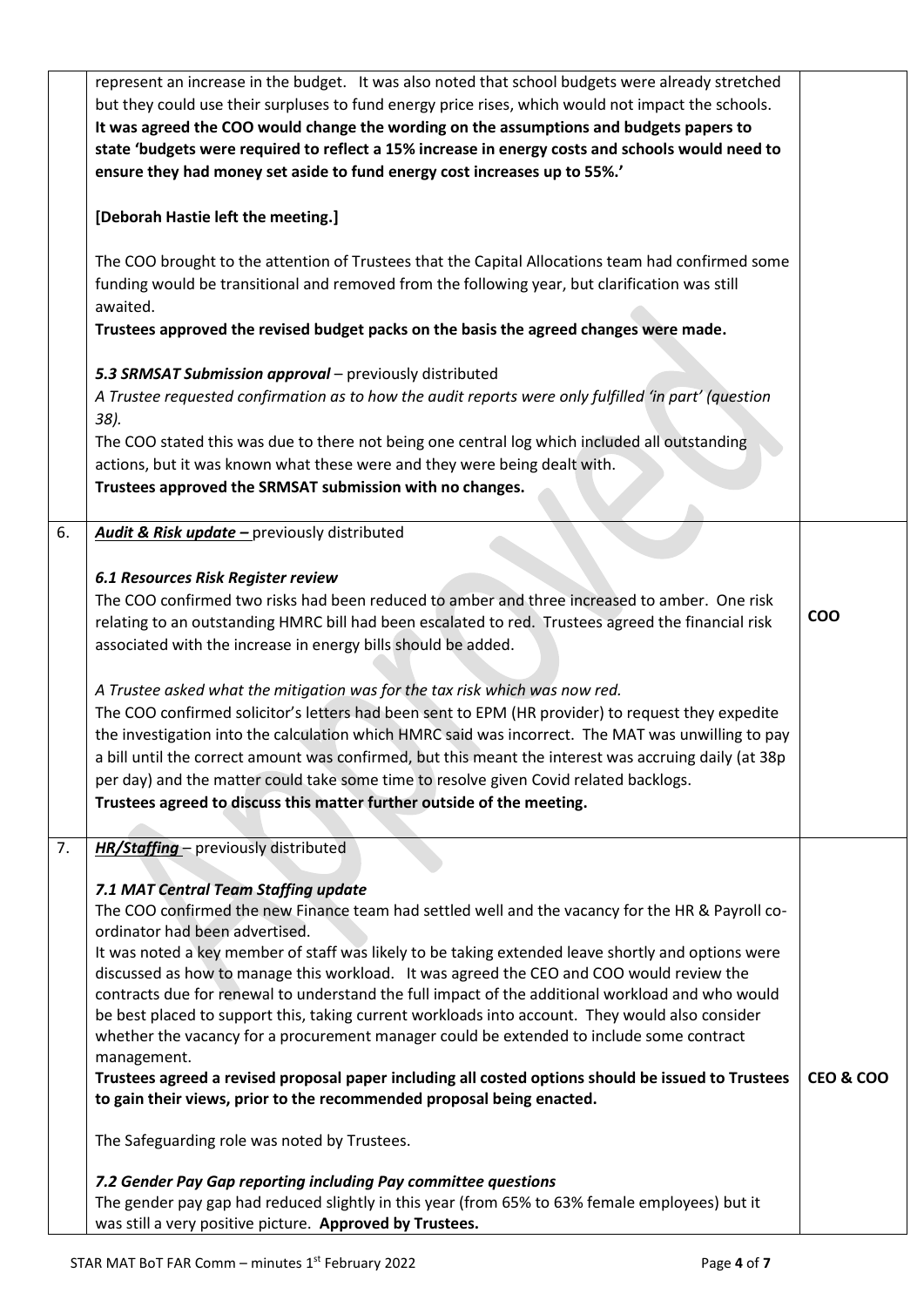| | | |
|---|---|---|
| | represent an increase in the budget. It was also noted that school budgets were already stretched but they could use their surpluses to fund energy price rises, which would not impact the schools. **It was agreed the COO would change the wording on the assumptions and budgets papers to state 'budgets were required to reflect a 15% increase in energy costs and schools would need to ensure they had money set aside to fund energy cost increases up to 55%.'**<br><br>**[Deborah Hastie left the meeting.]**<br><br>The COO brought to the attention of Trustees that the Capital Allocations team had confirmed some funding would be transitional and removed from the following year, but clarification was still awaited.<br>**Trustees approved the revised budget packs on the basis the agreed changes were made.**<br><br>***5.3 SRMSAT Submission approval*** – previously distributed<br>*A Trustee requested confirmation as to how the audit reports were only fulfilled 'in part' (question 38).*<br>The COO stated this was due to there not being one central log which included all outstanding actions, but it was known what these were and they were being dealt with.<br>**Trustees approved the SRMSAT submission with no changes.** | |
| 6. | ***Audit & Risk update –*** previously distributed<br><br>***6.1 Resources Risk Register review***<br>The COO confirmed two risks had been reduced to amber and three increased to amber. One risk relating to an outstanding HMRC bill had been escalated to red. Trustees agreed the financial risk associated with the increase in energy bills should be added.<br><br>*A Trustee asked what the mitigation was for the tax risk which was now red.*<br>The COO confirmed solicitor's letters had been sent to EPM (HR provider) to request they expedite the investigation into the calculation which HMRC said was incorrect. The MAT was unwilling to pay a bill until the correct amount was confirmed, but this meant the interest was accruing daily (at 38p per day) and the matter could take some time to resolve given Covid related backlogs.<br>**Trustees agreed to discuss this matter further outside of the meeting.** | **COO** |
| 7. | ***HR/Staffing*** – previously distributed<br><br>***7.1 MAT Central Team Staffing update***<br>The COO confirmed the new Finance team had settled well and the vacancy for the HR & Payroll co-ordinator had been advertised.<br>It was noted a key member of staff was likely to be taking extended leave shortly and options were discussed as how to manage this workload. It was agreed the CEO and COO would review the contracts due for renewal to understand the full impact of the additional workload and who would be best placed to support this, taking current workloads into account. They would also consider whether the vacancy for a procurement manager could be extended to include some contract management.<br>**Trustees agreed a revised proposal paper including all costed options should be issued to Trustees to gain their views, prior to the recommended proposal being enacted.**<br><br>The Safeguarding role was noted by Trustees.<br><br>***7.2 Gender Pay Gap reporting including Pay committee questions***<br>The gender pay gap had reduced slightly in this year (from 65% to 63% female employees) but it was still a very positive picture. **Approved by Trustees.** | **CEO & COO** |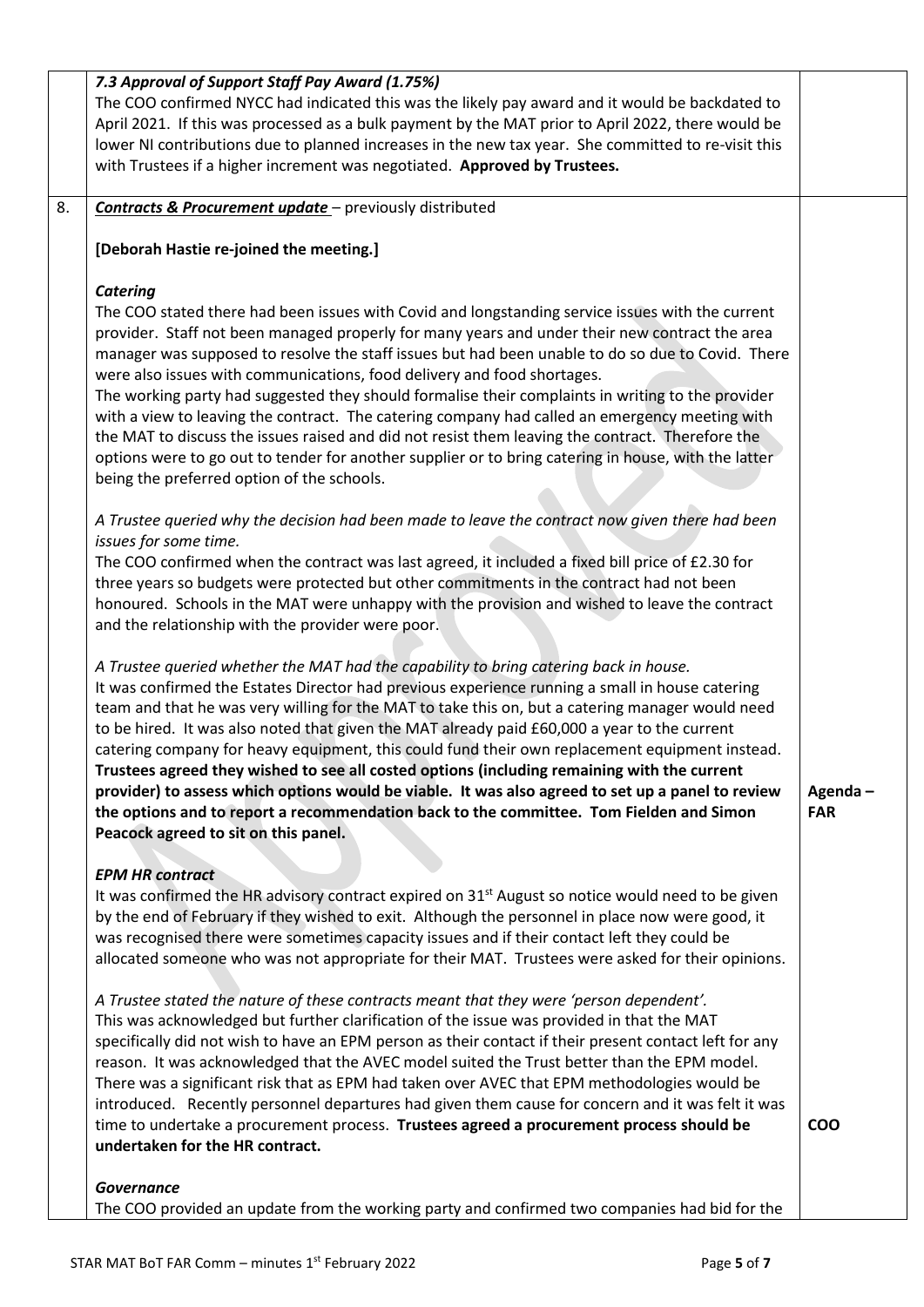| | | |
|---|---|---|
| | ***7.3 Approval of Support Staff Pay Award (1.75%)*** The COO confirmed NYCC had indicated this was the likely pay award and it would be backdated to April 2021. If this was processed as a bulk payment by the MAT prior to April 2022, there would be lower NI contributions due to planned increases in the new tax year. She committed to re-visit this with Trustees if a higher increment was negotiated. **Approved by Trustees.** | |
| 8. | ***Contracts & Procurement update*** – previously distributed<br><br>**[Deborah Hastie re-joined the meeting.]**<br><br>***Catering***<br>The COO stated there had been issues with Covid and longstanding service issues with the current provider. Staff not been managed properly for many years and under their new contract the area manager was supposed to resolve the staff issues but had been unable to do so due to Covid. There were also issues with communications, food delivery and food shortages.<br>The working party had suggested they should formalise their complaints in writing to the provider with a view to leaving the contract. The catering company had called an emergency meeting with the MAT to discuss the issues raised and did not resist them leaving the contract. Therefore the options were to go out to tender for another supplier or to bring catering in house, with the latter being the preferred option of the schools.<br><br>*A Trustee queried why the decision had been made to leave the contract now given there had been issues for some time.*<br>The COO confirmed when the contract was last agreed, it included a fixed bill price of £2.30 for three years so budgets were protected but other commitments in the contract had not been honoured. Schools in the MAT were unhappy with the provision and wished to leave the contract and the relationship with the provider were poor.<br><br>*A Trustee queried whether the MAT had the capability to bring catering back in house.*<br>It was confirmed the Estates Director had previous experience running a small in house catering team and that he was very willing for the MAT to take this on, but a catering manager would need to be hired. It was also noted that given the MAT already paid £60,000 a year to the current catering company for heavy equipment, this could fund their own replacement equipment instead.<br>**Trustees agreed they wished to see all costed options (including remaining with the current provider) to assess which options would be viable. It was also agreed to set up a panel to review the options and to report a recommendation back to the committee. Tom Fielden and Simon Peacock agreed to sit on this panel.**<br><br>***EPM HR contract***<br>It was confirmed the HR advisory contract expired on 31st August so notice would need to be given by the end of February if they wished to exit. Although the personnel in place now were good, it was recognised there were sometimes capacity issues and if their contact left they could be allocated someone who was not appropriate for their MAT. Trustees were asked for their opinions.<br><br>*A Trustee stated the nature of these contracts meant that they were 'person dependent'.*<br>This was acknowledged but further clarification of the issue was provided in that the MAT specifically did not wish to have an EPM person as their contact if their present contact left for any reason. It was acknowledged that the AVEC model suited the Trust better than the EPM model. There was a significant risk that as EPM had taken over AVEC that EPM methodologies would be introduced. Recently personnel departures had given them cause for concern and it was felt it was time to undertake a procurement process. **Trustees agreed a procurement process should be undertaken for the HR contract.**<br><br>***Governance***<br>The COO provided an update from the working party and confirmed two companies had bid for the | **Agenda – FAR**<br><br>**COO** |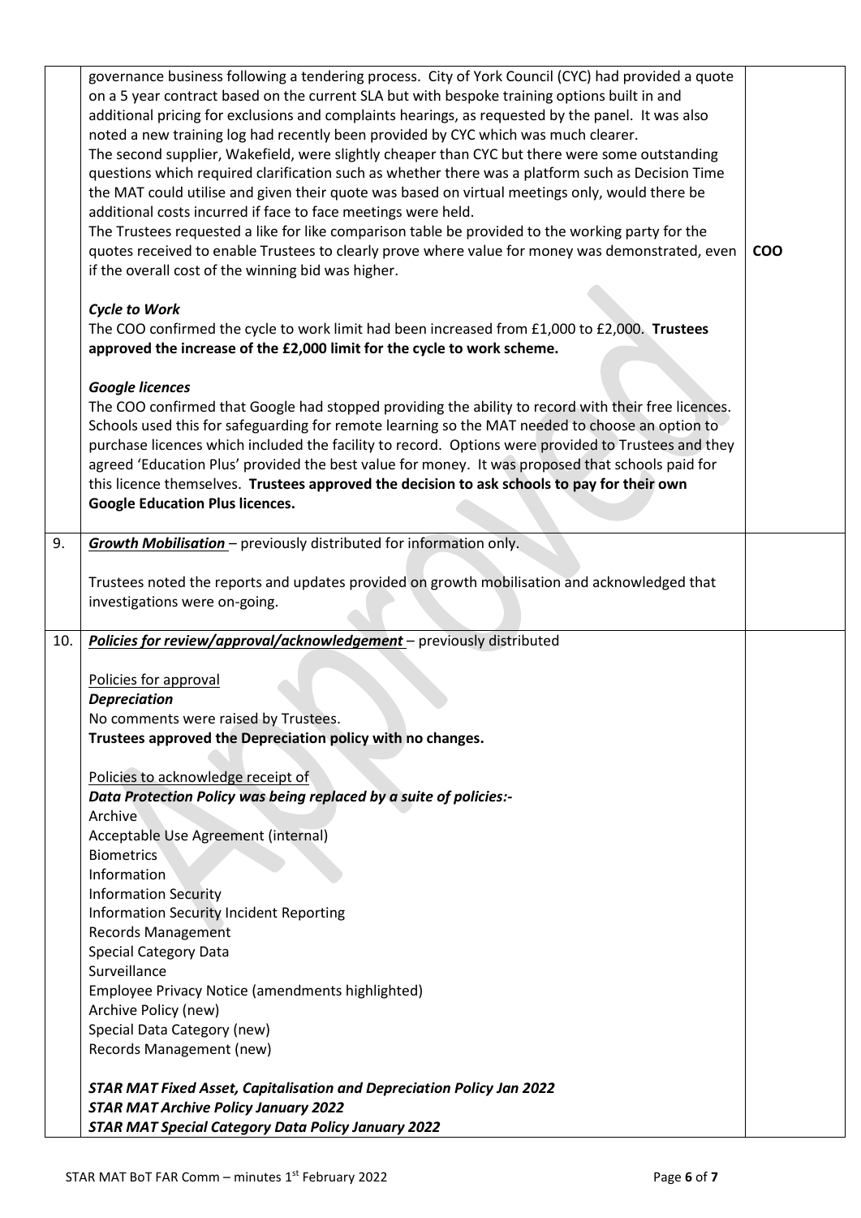| | | |
|---|---|---|
| | governance business following a tendering process. City of York Council (CYC) had provided a quote on a 5 year contract based on the current SLA but with bespoke training options built in and additional pricing for exclusions and complaints hearings, as requested by the panel. It was also noted a new training log had recently been provided by CYC which was much clearer.<br>The second supplier, Wakefield, were slightly cheaper than CYC but there were some outstanding questions which required clarification such as whether there was a platform such as Decision Time the MAT could utilise and given their quote was based on virtual meetings only, would there be additional costs incurred if face to face meetings were held.<br>The Trustees requested a like for like comparison table be provided to the working party for the quotes received to enable Trustees to clearly prove where value for money was demonstrated, even if the overall cost of the winning bid was higher.<br><br>***Cycle to Work***<br>The COO confirmed the cycle to work limit had been increased from £1,000 to £2,000. **Trustees approved the increase of the £2,000 limit for the cycle to work scheme.**<br><br>***Google licences***<br>The COO confirmed that Google had stopped providing the ability to record with their free licences. Schools used this for safeguarding for remote learning so the MAT needed to choose an option to purchase licences which included the facility to record. Options were provided to Trustees and they agreed 'Education Plus' provided the best value for money. It was proposed that schools paid for this licence themselves. **Trustees approved the decision to ask schools to pay for their own Google Education Plus licences.** | **COO** |
| 9. | ***Growth Mobilisation*** – previously distributed for information only.<br><br>Trustees noted the reports and updates provided on growth mobilisation and acknowledged that investigations were on-going. | |
| 10. | ***Policies for review/approval/acknowledgement*** – previously distributed<br><br>Policies for approval<br>***Depreciation***<br>No comments were raised by Trustees.<br>**Trustees approved the Depreciation policy with no changes.**<br><br>Policies to acknowledge receipt of<br>***Data Protection Policy was being replaced by a suite of policies:-***<br>Archive<br>Acceptable Use Agreement (internal)<br>Biometrics<br>Information<br>Information Security<br>Information Security Incident Reporting<br>Records Management<br>Special Category Data<br>Surveillance<br>Employee Privacy Notice (amendments highlighted)<br>Archive Policy (new)<br>Special Data Category (new)<br>Records Management (new)<br><br>***STAR MAT Fixed Asset, Capitalisation and Depreciation Policy Jan 2022***<br>***STAR MAT Archive Policy January 2022***<br>***STAR MAT Special Category Data Policy January 2022*** | |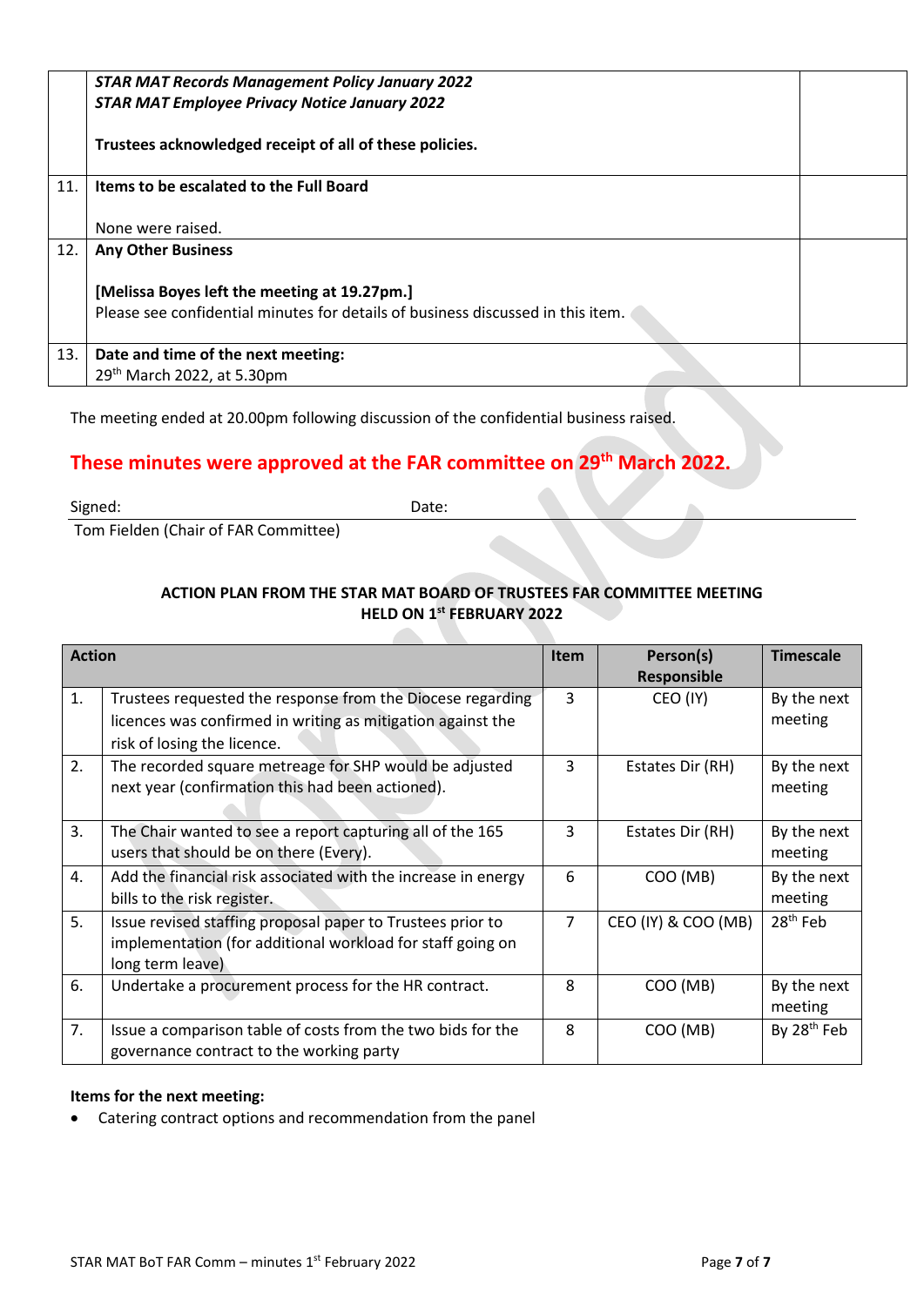| | | |
|---|---|---|
| | ***STAR MAT Records Management Policy January 2022***<br>***STAR MAT Employee Privacy Notice January 2022***<br><br>**Trustees acknowledged receipt of all of these policies.** | |
| 11. | **Items to be escalated to the Full Board**<br><br>None were raised. | |
| 12. | **Any Other Business**<br><br>**[Melissa Boyes left the meeting at 19.27pm.]**<br>Please see confidential minutes for details of business discussed in this item. | |
| 13. | **Date and time of the next meeting:**<br>29th March 2022, at 5.30pm | |

The meeting ended at 20.00pm following discussion of the confidential business raised.

**These minutes were approved at the FAR committee on 29th March 2022.**

Signed: Date:

Tom Fielden (Chair of FAR Committee)

**ACTION PLAN FROM THE STAR MAT BOARD OF TRUSTEES FAR COMMITTEE MEETING HELD ON 1st FEBRUARY 2022**

| Action | | Item | Person(s) Responsible | Timescale |
|---|---|---|---|---|
| 1. | Trustees requested the response from the Diocese regarding licences was confirmed in writing as mitigation against the risk of losing the licence. | 3 | CEO (IY) | By the next meeting |
| 2. | The recorded square metreage for SHP would be adjusted next year (confirmation this had been actioned). | 3 | Estates Dir (RH) | By the next meeting |
| 3. | The Chair wanted to see a report capturing all of the 165 users that should be on there (Every). | 3 | Estates Dir (RH) | By the next meeting |
| 4. | Add the financial risk associated with the increase in energy bills to the risk register. | 6 | COO (MB) | By the next meeting |
| 5. | Issue revised staffing proposal paper to Trustees prior to implementation (for additional workload for staff going on long term leave) | 7 | CEO (IY) & COO (MB) | 28th Feb |
| 6. | Undertake a procurement process for the HR contract. | 8 | COO (MB) | By the next meeting |
| 7. | Issue a comparison table of costs from the two bids for the governance contract to the working party | 8 | COO (MB) | By 28th Feb |

**Items for the next meeting:**

- Catering contract options and recommendation from the panel